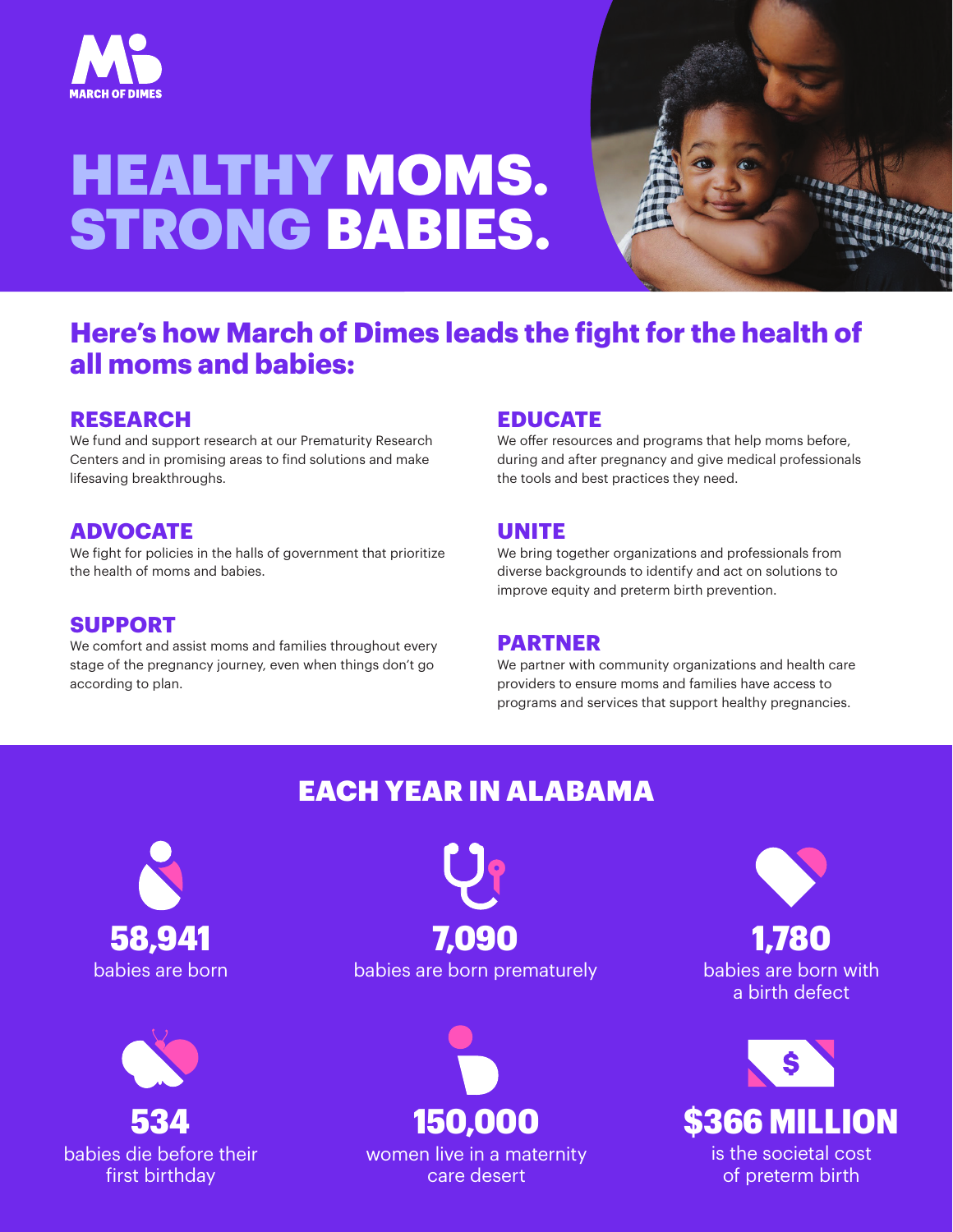MARCH OF DIMES

# HEALTHY MOMS. STRONG BABIES.

## Here's how March of Dimes leads the fight for the health of all moms and babies:

### RESEARCH
We fund and support research at our Prematurity Research Centers and in promising areas to find solutions and make lifesaving breakthroughs.

### ADVOCATE
We fight for policies in the halls of government that prioritize the health of moms and babies.

### SUPPORT
We comfort and assist moms and families throughout every stage of the pregnancy journey, even when things don't go according to plan.

### EDUCATE
We offer resources and programs that help moms before, during and after pregnancy and give medical professionals the tools and best practices they need.

### UNITE
We bring together organizations and professionals from diverse backgrounds to identify and act on solutions to improve equity and preterm birth prevention.

### PARTNER
We partner with community organizations and health care providers to ensure moms and families have access to programs and services that support healthy pregnancies.

## EACH YEAR IN ALABAMA

**58,941**
babies are born

**7,090**
babies are born prematurely

**1,780**
babies are born with a birth defect

**534**
babies die before their first birthday

**150,000**
women live in a maternity care desert

**$366 MILLION**
is the societal cost of preterm birth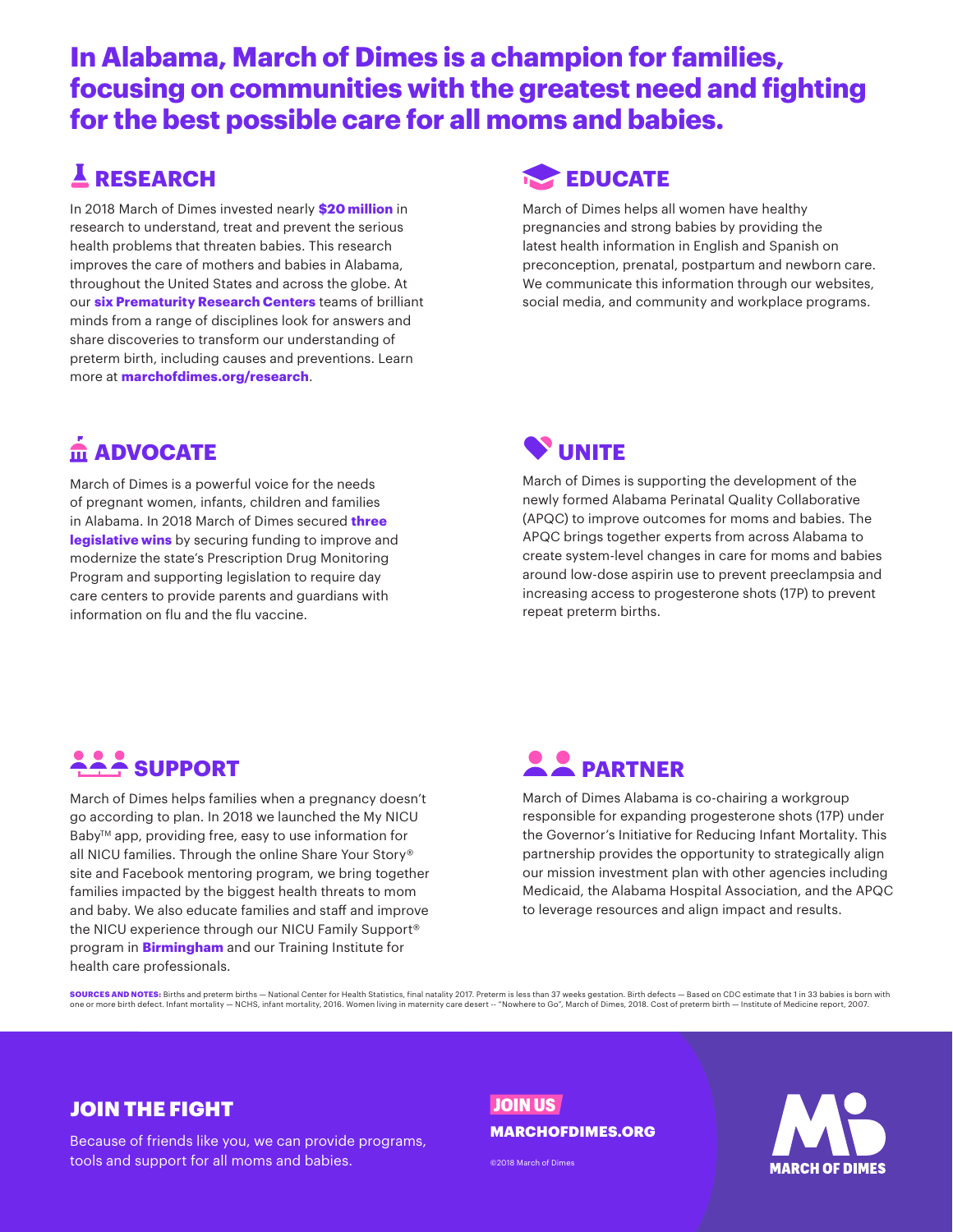# In Alabama, March of Dimes is a champion for families, focusing on communities with the greatest need and fighting for the best possible care for all moms and babies.

## RESEARCH

In 2018 March of Dimes invested nearly **$20 million** in research to understand, treat and prevent the serious health problems that threaten babies. This research improves the care of mothers and babies in Alabama, throughout the United States and across the globe. At our **six Prematurity Research Centers** teams of brilliant minds from a range of disciplines look for answers and share discoveries to transform our understanding of preterm birth, including causes and preventions. Learn more at **marchofdimes.org/research**.

## EDUCATE

March of Dimes helps all women have healthy pregnancies and strong babies by providing the latest health information in English and Spanish on preconception, prenatal, postpartum and newborn care. We communicate this information through our websites, social media, and community and workplace programs.

## ADVOCATE

March of Dimes is a powerful voice for the needs of pregnant women, infants, children and families in Alabama. In 2018 March of Dimes secured **three legislative wins** by securing funding to improve and modernize the state's Prescription Drug Monitoring Program and supporting legislation to require day care centers to provide parents and guardians with information on flu and the flu vaccine.

## UNITE

March of Dimes is supporting the development of the newly formed Alabama Perinatal Quality Collaborative (APQC) to improve outcomes for moms and babies. The APQC brings together experts from across Alabama to create system-level changes in care for moms and babies around low-dose aspirin use to prevent preeclampsia and increasing access to progesterone shots (17P) to prevent repeat preterm births.

## SUPPORT

March of Dimes helps families when a pregnancy doesn't go according to plan. In 2018 we launched the My NICU Baby™ app, providing free, easy to use information for all NICU families. Through the online Share Your Story® site and Facebook mentoring program, we bring together families impacted by the biggest health threats to mom and baby. We also educate families and staff and improve the NICU experience through our NICU Family Support® program in **Birmingham** and our Training Institute for health care professionals.

## PARTNER

March of Dimes Alabama is co-chairing a workgroup responsible for expanding progesterone shots (17P) under the Governor's Initiative for Reducing Infant Mortality. This partnership provides the opportunity to strategically align our mission investment plan with other agencies including Medicaid, the Alabama Hospital Association, and the APQC to leverage resources and align impact and results.

**SOURCES AND NOTES:** Births and preterm births — National Center for Health Statistics, final natality 2017. Preterm is less than 37 weeks gestation. Birth defects — Based on CDC estimate that 1 in 33 babies is born with one or more birth defect. Infant mortality — NCHS, infant mortality, 2016. Women living in maternity care desert -- "Nowhere to Go", March of Dimes, 2018. Cost of preterm birth — Institute of Medicine report, 2007.

## JOIN THE FIGHT

Because of friends like you, we can provide programs, tools and support for all moms and babies.

**JOIN US**

**MARCHOFDIMES.ORG**

©2018 March of Dimes

MARCH OF DIMES